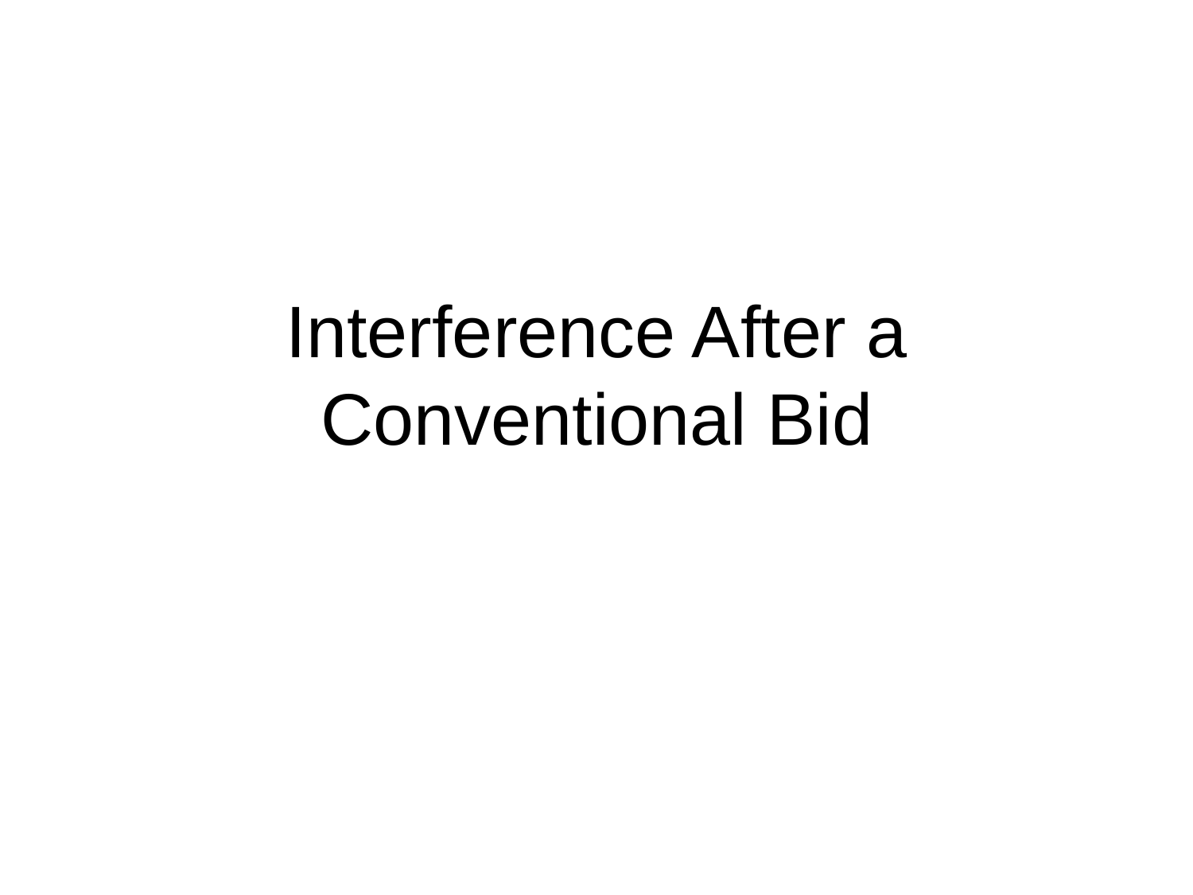# Interference After a Conventional Bid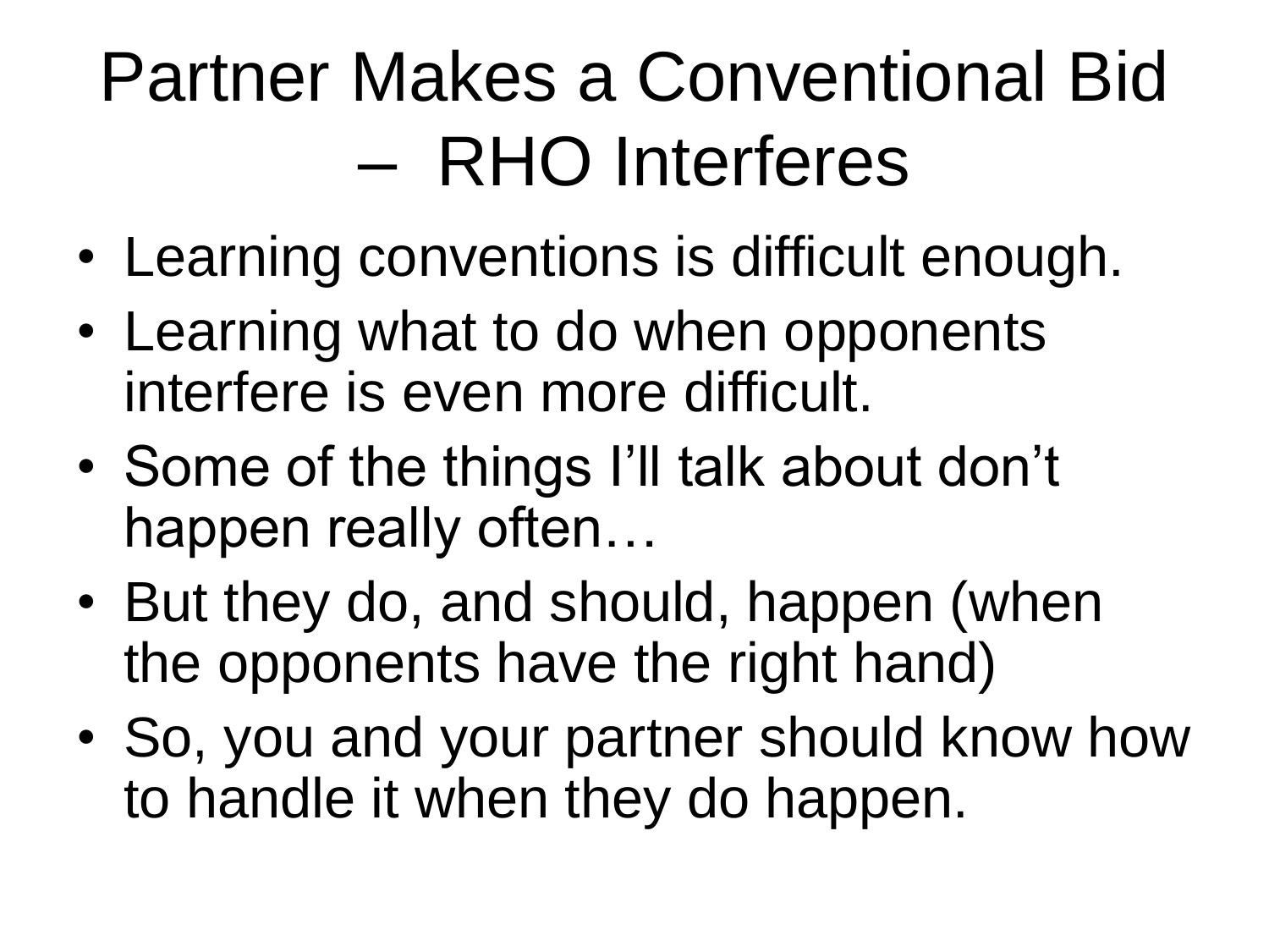# Partner Makes a Conventional Bid – RHO Interferes

- Learning conventions is difficult enough.
- Learning what to do when opponents interfere is even more difficult.
- Some of the things I'll talk about don't happen really often…
- But they do, and should, happen (when the opponents have the right hand)
- So, you and your partner should know how to handle it when they do happen.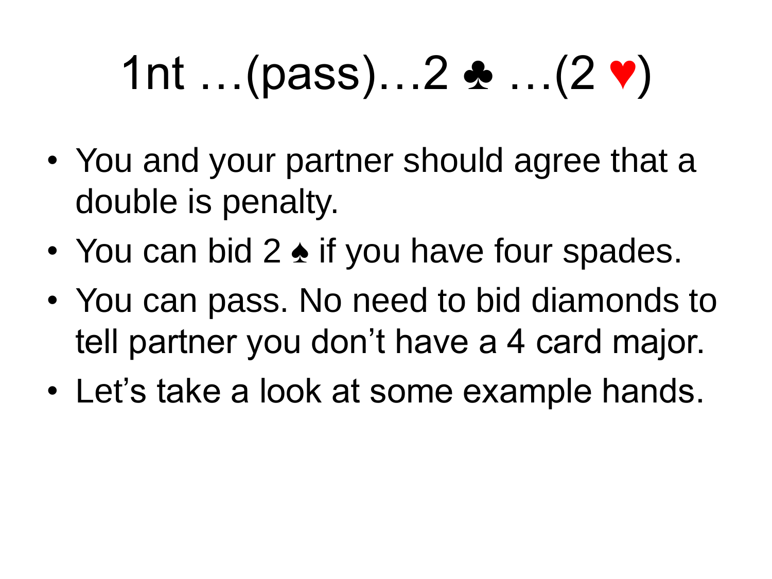# 1nt …(pass)…2 ♣ …(2 ♥)

- You and your partner should agree that a double is penalty.
- You can bid 2 ♠ if you have four spades.
- You can pass. No need to bid diamonds to tell partner you don't have a 4 card major.
- Let's take a look at some example hands.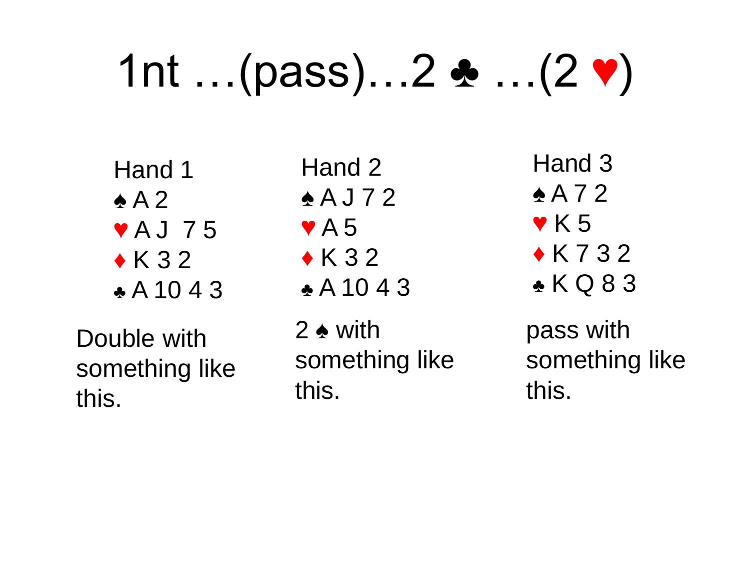# 1nt …(pass)…2 ♣ …(2 ♥)

| Hand 1 | Hand 2 | Hand 3 |
|---|---|---|
| ♠ A 2 | ♠ A J 7 2 | ♠ A 7 2 |
| ♥ A J 7 5 | ♥ A 5 | ♥ K 5 |
| ♦ K 3 2 | ♦ K 3 2 | ♦ K 7 3 2 |
| ♣ A 10 4 3 | ♣ A 10 4 3 | ♣ K Q 8 3 |
| Double with something like this. | 2 ♠ with something like this. | pass with something like this. |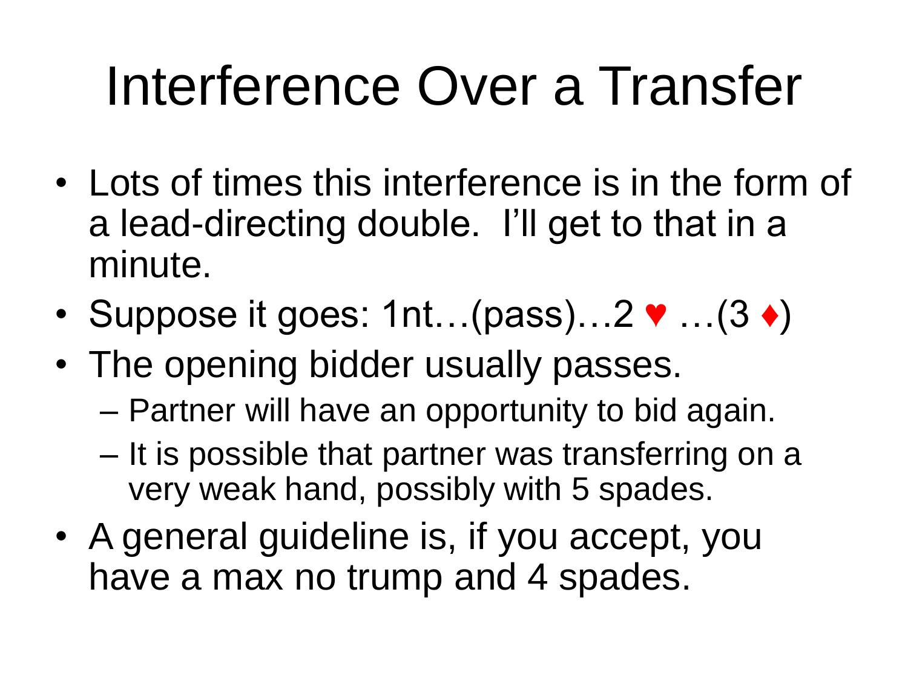# Interference Over a Transfer

- Lots of times this interference is in the form of a lead-directing double. I'll get to that in a minute.
- Suppose it goes: 1nt…(pass)…2 ♥ …(3 ♦)
- The opening bidder usually passes.
  - Partner will have an opportunity to bid again.
  - It is possible that partner was transferring on a very weak hand, possibly with 5 spades.
- A general guideline is, if you accept, you have a max no trump and 4 spades.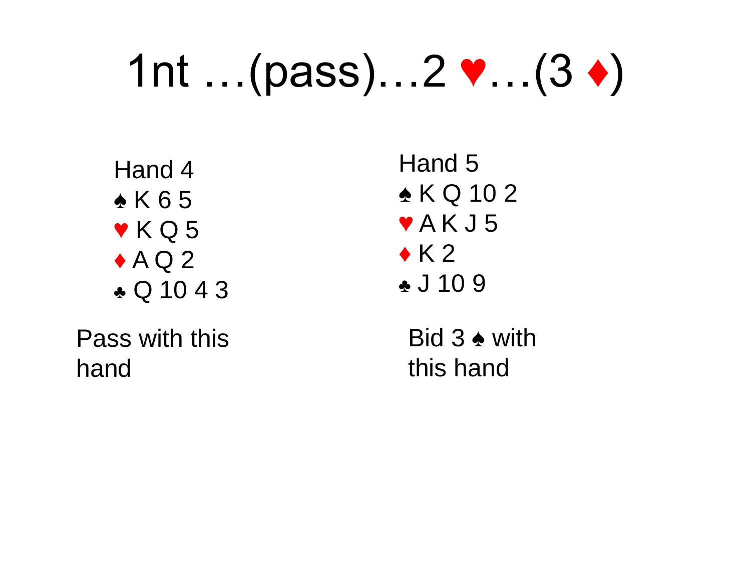# 1nt …(pass)…2 ♥…(3 ♦)

Hand 4
♠ K 6 5
♥ K Q 5
♦ A Q 2
♣ Q 10 4 3

Pass with this hand

Hand 5
♠ K Q 10 2
♥ A K J 5
♦ K 2
♣ J 10 9

Bid 3 ♠ with this hand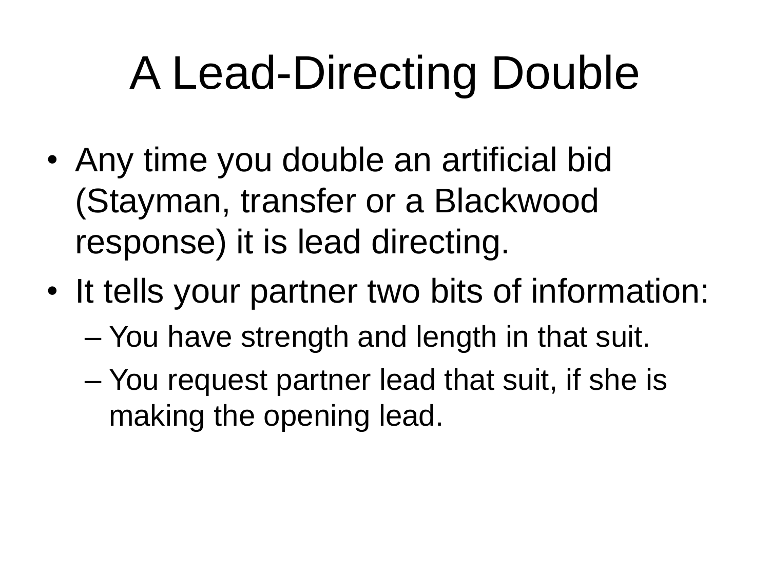# A Lead-Directing Double

- Any time you double an artificial bid (Stayman, transfer or a Blackwood response) it is lead directing.
- It tells your partner two bits of information:
  - You have strength and length in that suit.
  - You request partner lead that suit, if she is making the opening lead.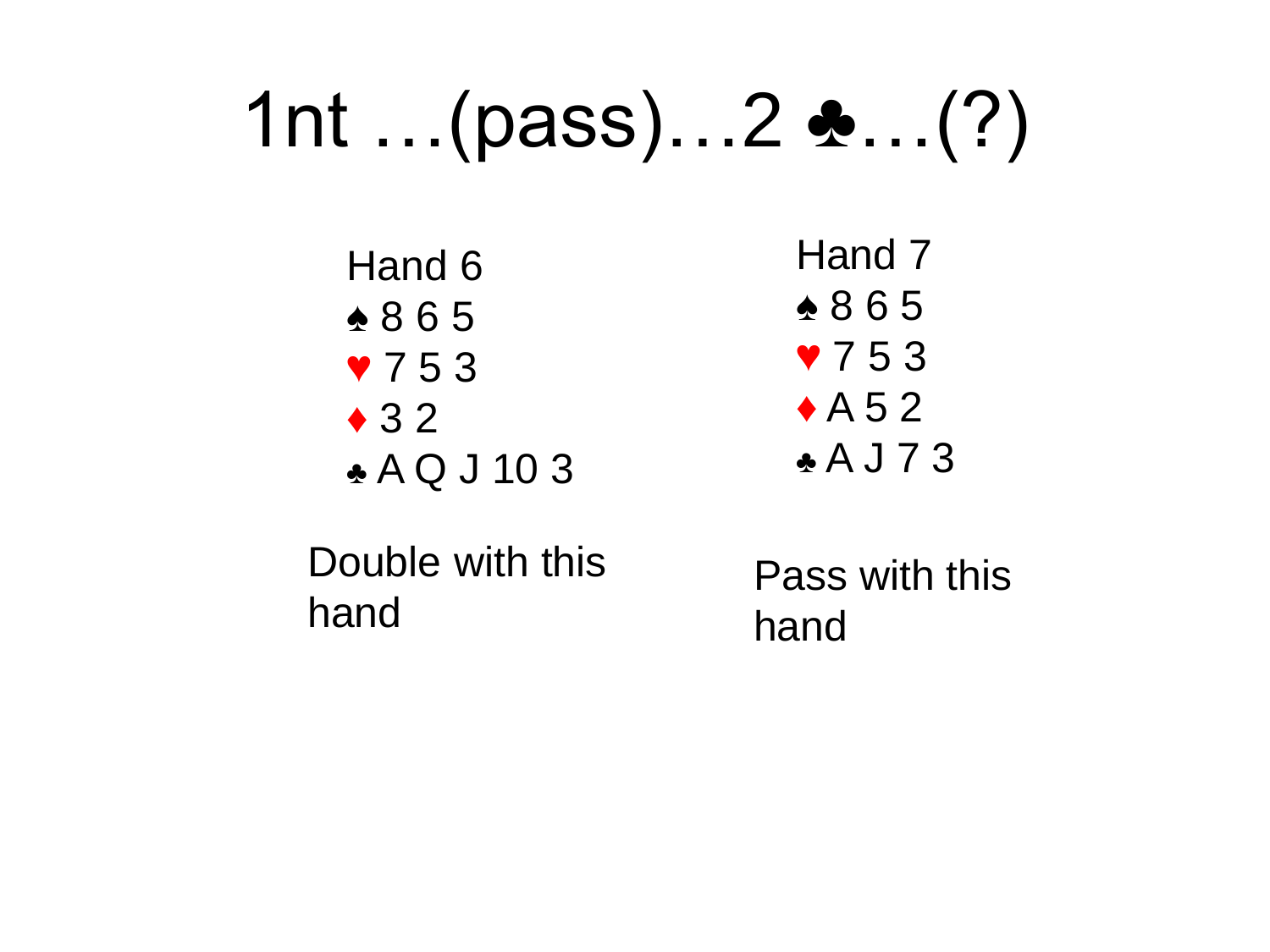# 1nt …(pass)…2 ♣…(?)

**Hand 6**

♠ 8 6 5
♥ 7 5 3
♦ 3 2
♣ A Q J 10 3

Double with this hand

**Hand 7**

♠ 8 6 5
♥ 7 5 3
♦ A 5 2
♣ A J 7 3

Pass with this hand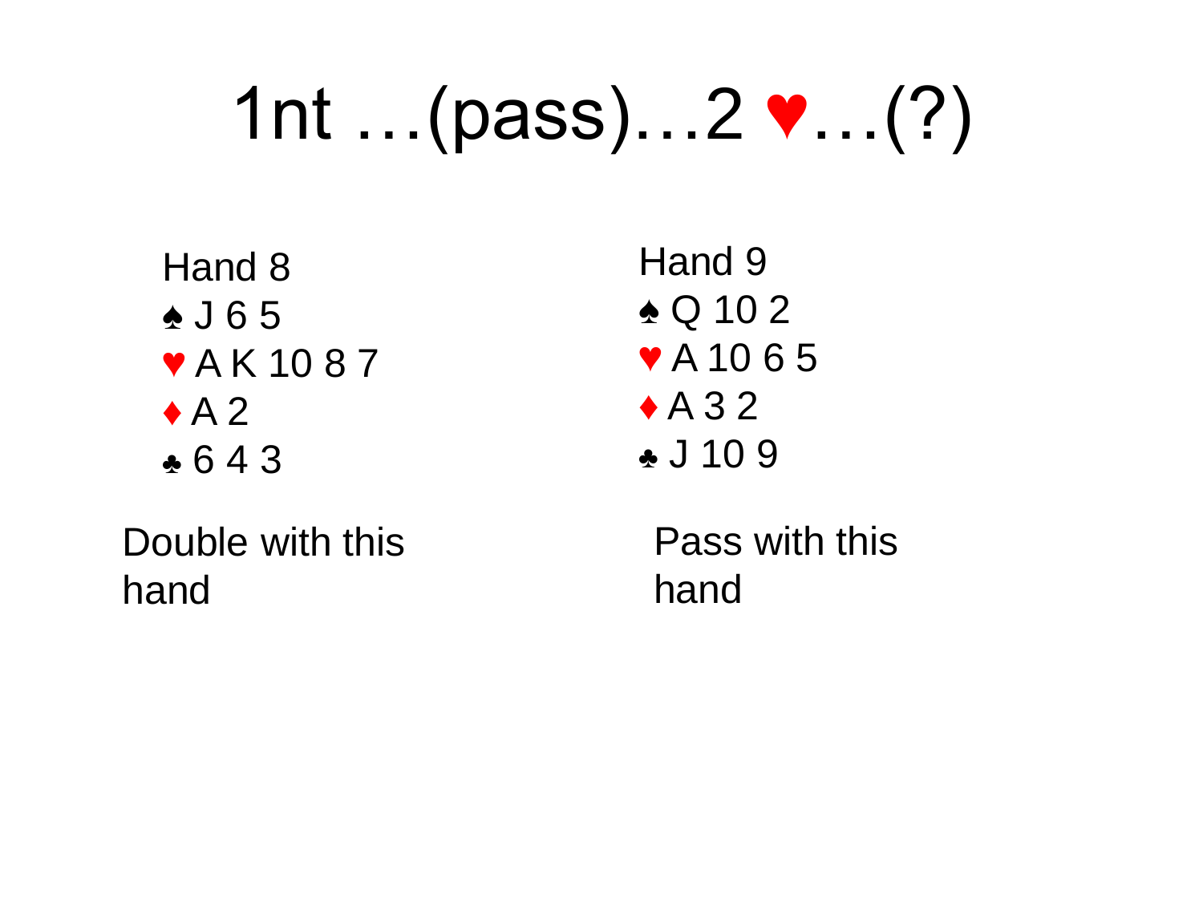# 1nt …(pass)…2 ♥…(?)

**Hand 8**

♠ J 6 5
♥ A K 10 8 7
♦ A 2
♣ 6 4 3

Double with this hand

**Hand 9**

♠ Q 10 2
♥ A 10 6 5
♦ A 3 2
♣ J 10 9

Pass with this hand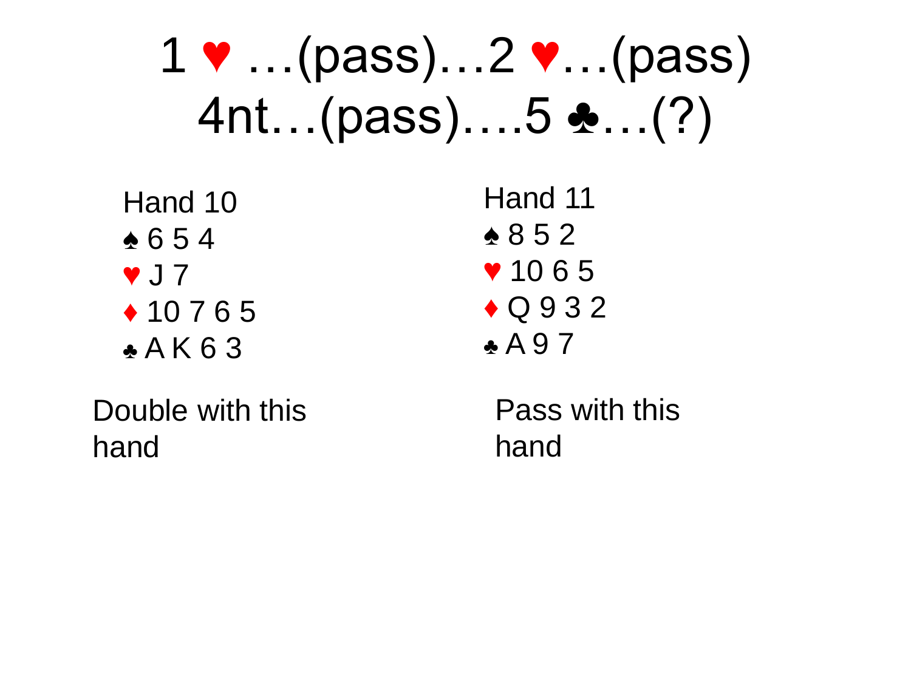# 1 ♥ …(pass)…2 ♥…(pass) 4nt…(pass)….5 ♣…(?)

**Hand 10**

♠ 6 5 4
♥ J 7
♦ 10 7 6 5
♣ A K 6 3

Double with this hand

**Hand 11**

♠ 8 5 2
♥ 10 6 5
♦ Q 9 3 2
♣ A 9 7

Pass with this hand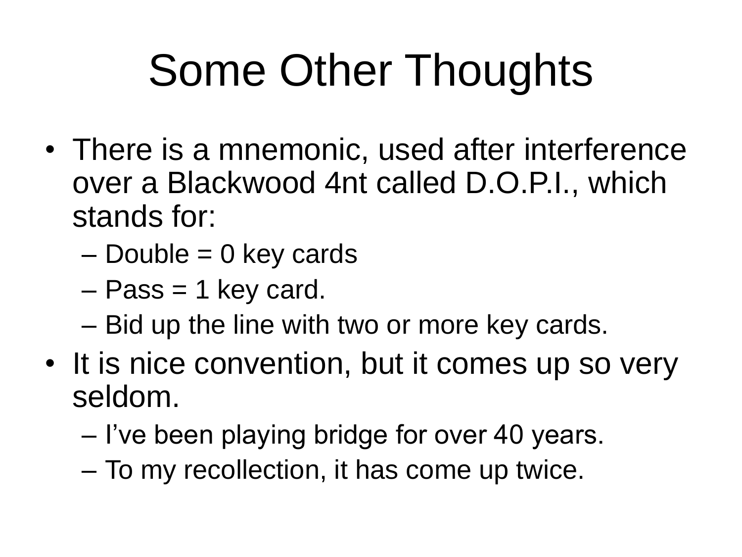# Some Other Thoughts

- There is a mnemonic, used after interference over a Blackwood 4nt called D.O.P.I., which stands for:
  - Double = 0 key cards
  - Pass = 1 key card.
  - Bid up the line with two or more key cards.
- It is nice convention, but it comes up so very seldom.
  - I've been playing bridge for over 40 years.
  - To my recollection, it has come up twice.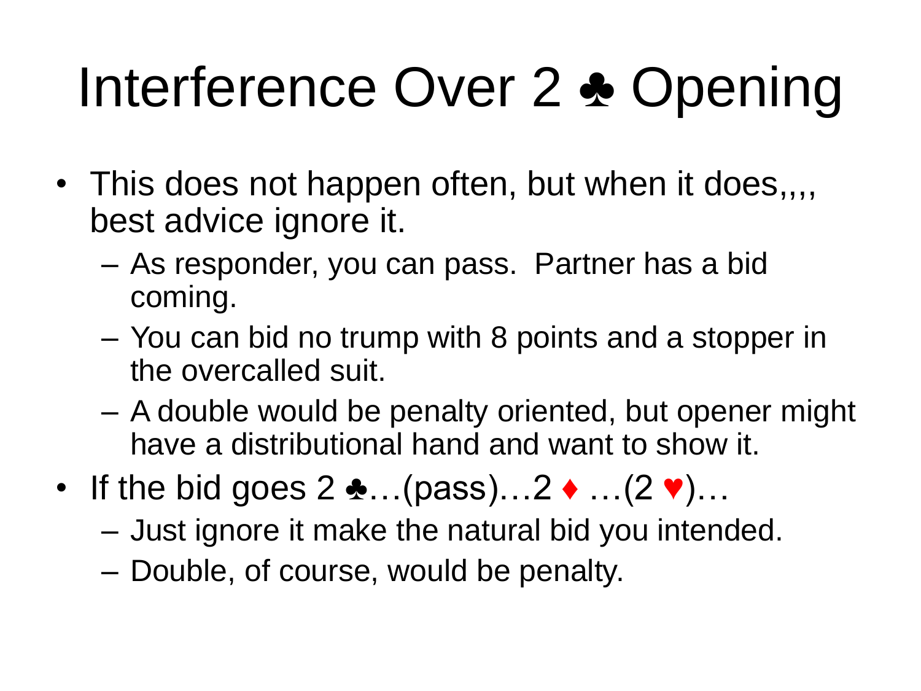# Interference Over 2 ♣ Opening

- This does not happen often, but when it does,,,, best advice ignore it.
  - As responder, you can pass. Partner has a bid coming.
  - You can bid no trump with 8 points and a stopper in the overcalled suit.
  - A double would be penalty oriented, but opener might have a distributional hand and want to show it.
- If the bid goes 2 ♣…(pass)…2 ♦ …(2 ♥)…
  - Just ignore it make the natural bid you intended.
  - Double, of course, would be penalty.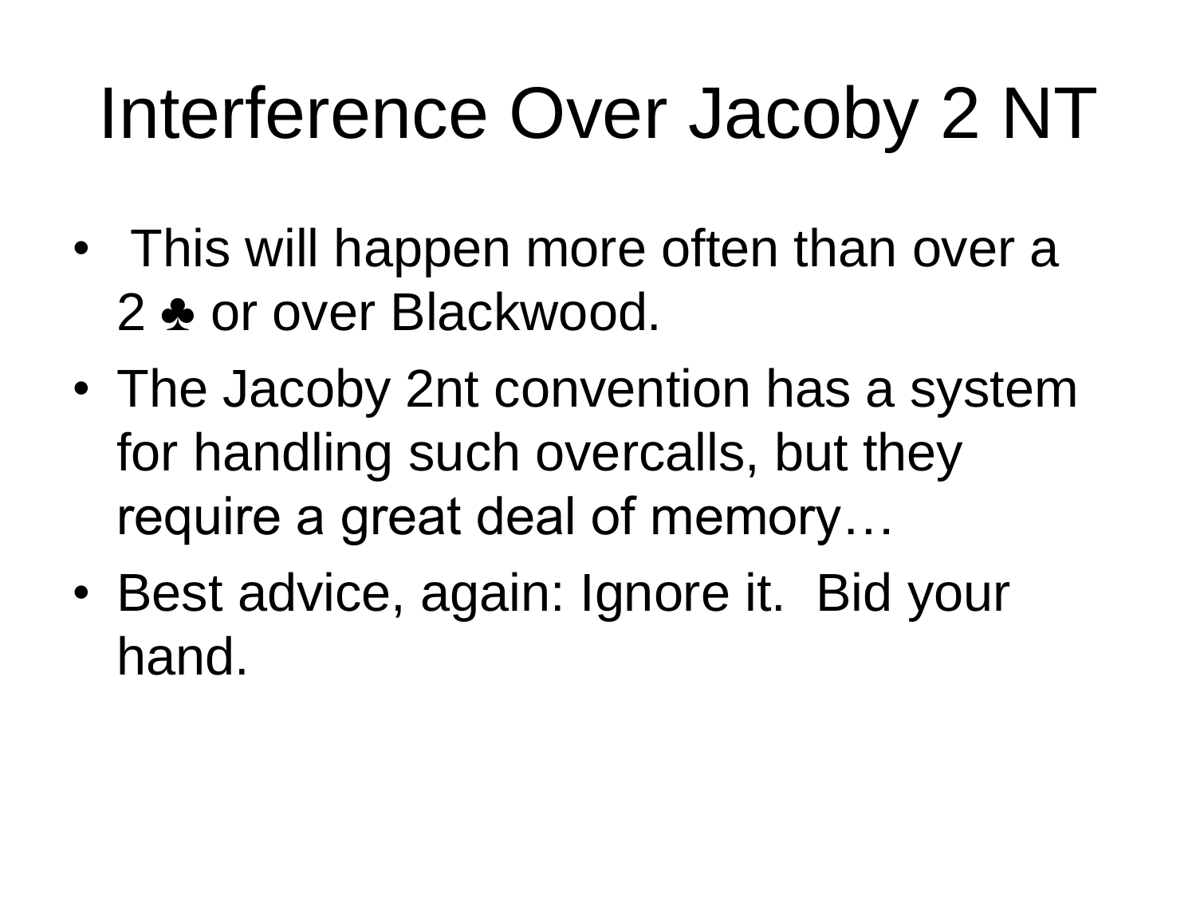# Interference Over Jacoby 2 NT

- This will happen more often than over a 2 ♣ or over Blackwood.
- The Jacoby 2nt convention has a system for handling such overcalls, but they require a great deal of memory…
- Best advice, again: Ignore it. Bid your hand.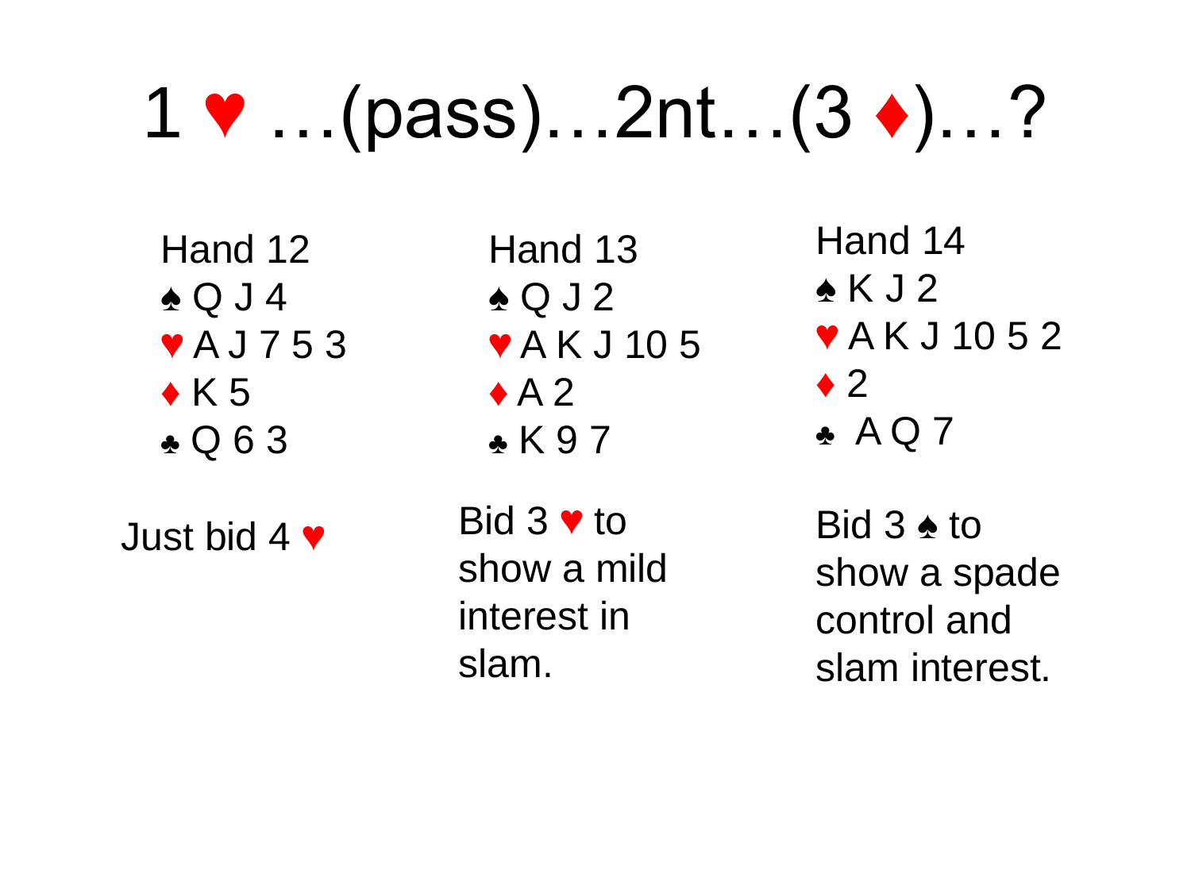# 1 ♥ …(pass)…2nt…(3 ♦)…?

| Hand 12 | Hand 13 | Hand 14 |
|---|---|---|
| ♠ Q J 4 | ♠ Q J 2 | ♠ K J 2 |
| ♥ A J 7 5 3 | ♥ A K J 10 5 | ♥ A K J 10 5 2 |
| ♦ K 5 | ♦ A 2 | ♦ 2 |
| ♣ Q 6 3 | ♣ K 9 7 | ♣ A Q 7 |
| Just bid 4 ♥ | Bid 3 ♥ to show a mild interest in slam. | Bid 3 ♠ to show a spade control and slam interest. |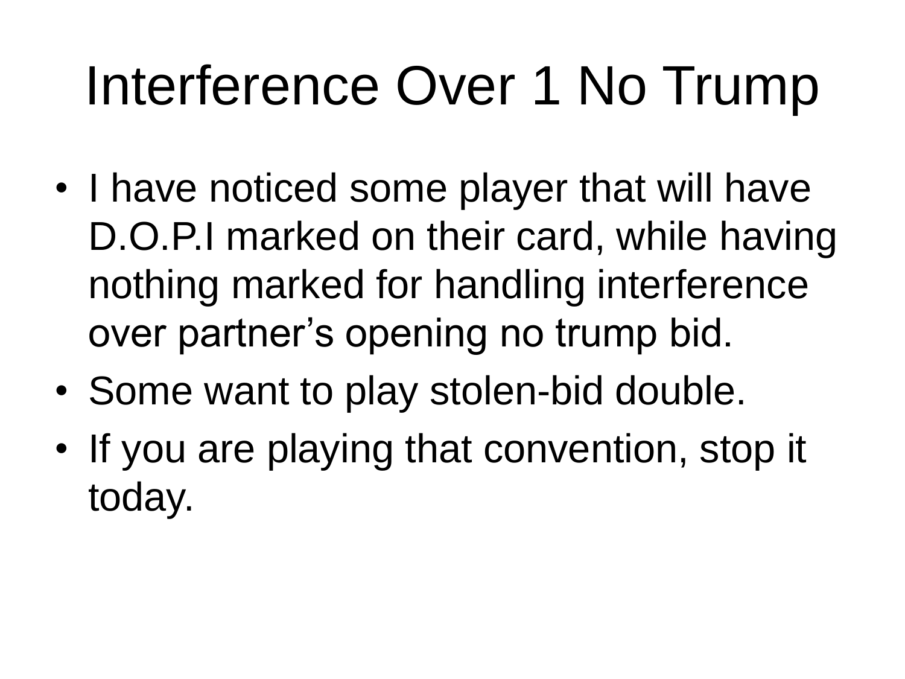# Interference Over 1 No Trump

- I have noticed some player that will have D.O.P.I marked on their card, while having nothing marked for handling interference over partner’s opening no trump bid.
- Some want to play stolen-bid double.
- If you are playing that convention, stop it today.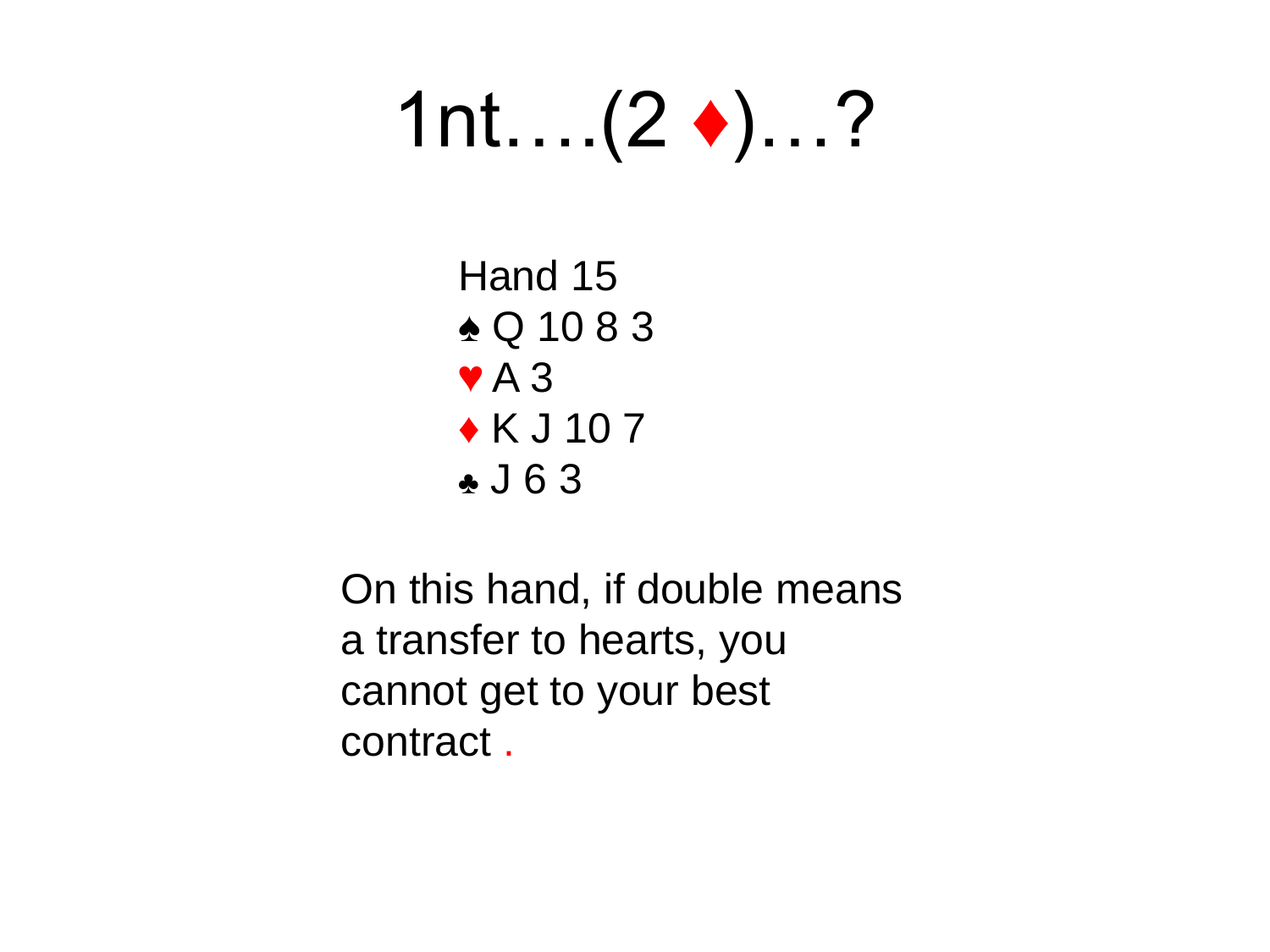# 1nt….(2 ♦)…?

Hand 15
♠ Q 10 8 3
♥ A 3
♦ K J 10 7
♣ J 6 3

On this hand, if double means a transfer to hearts, you cannot get to your best contract .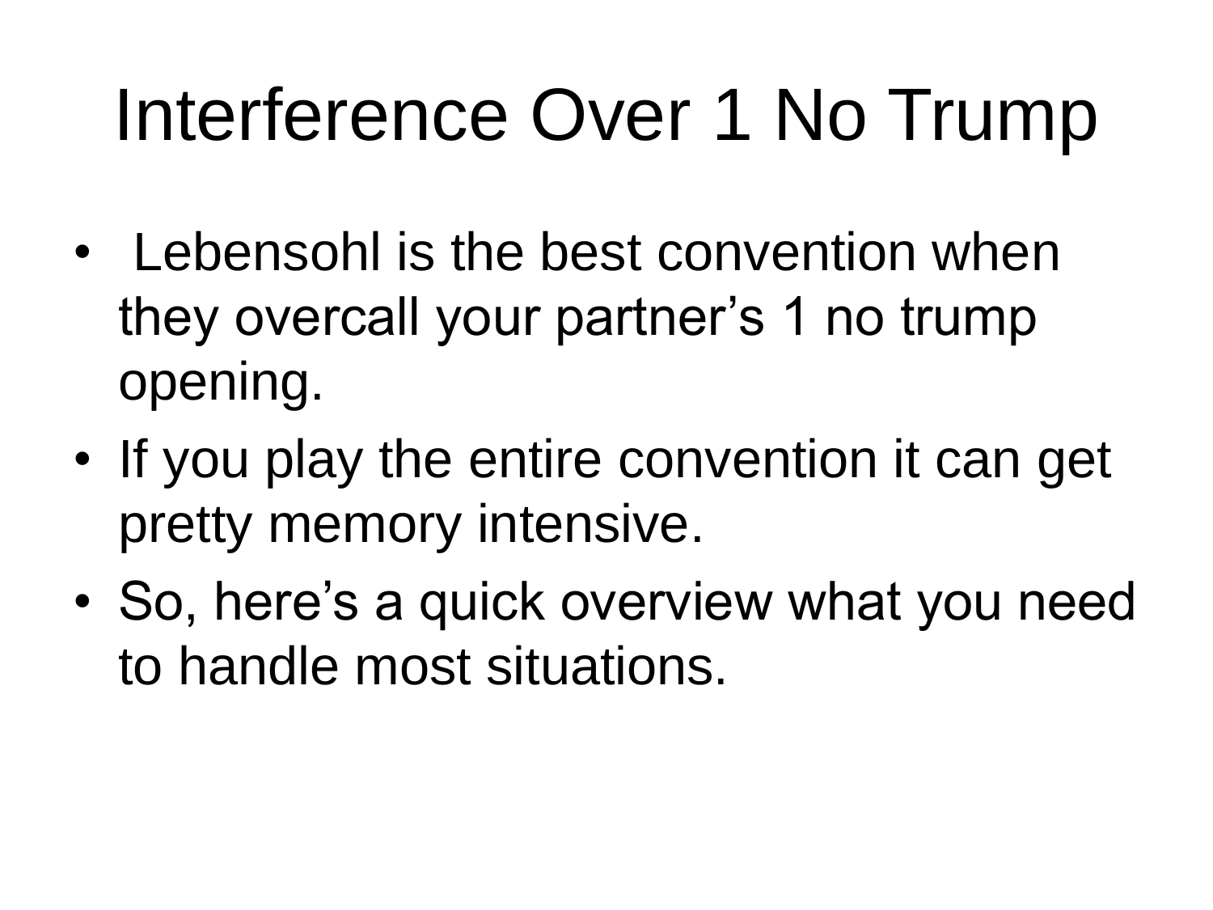# Interference Over 1 No Trump

- Lebensohl is the best convention when they overcall your partner's 1 no trump opening.
- If you play the entire convention it can get pretty memory intensive.
- So, here's a quick overview what you need to handle most situations.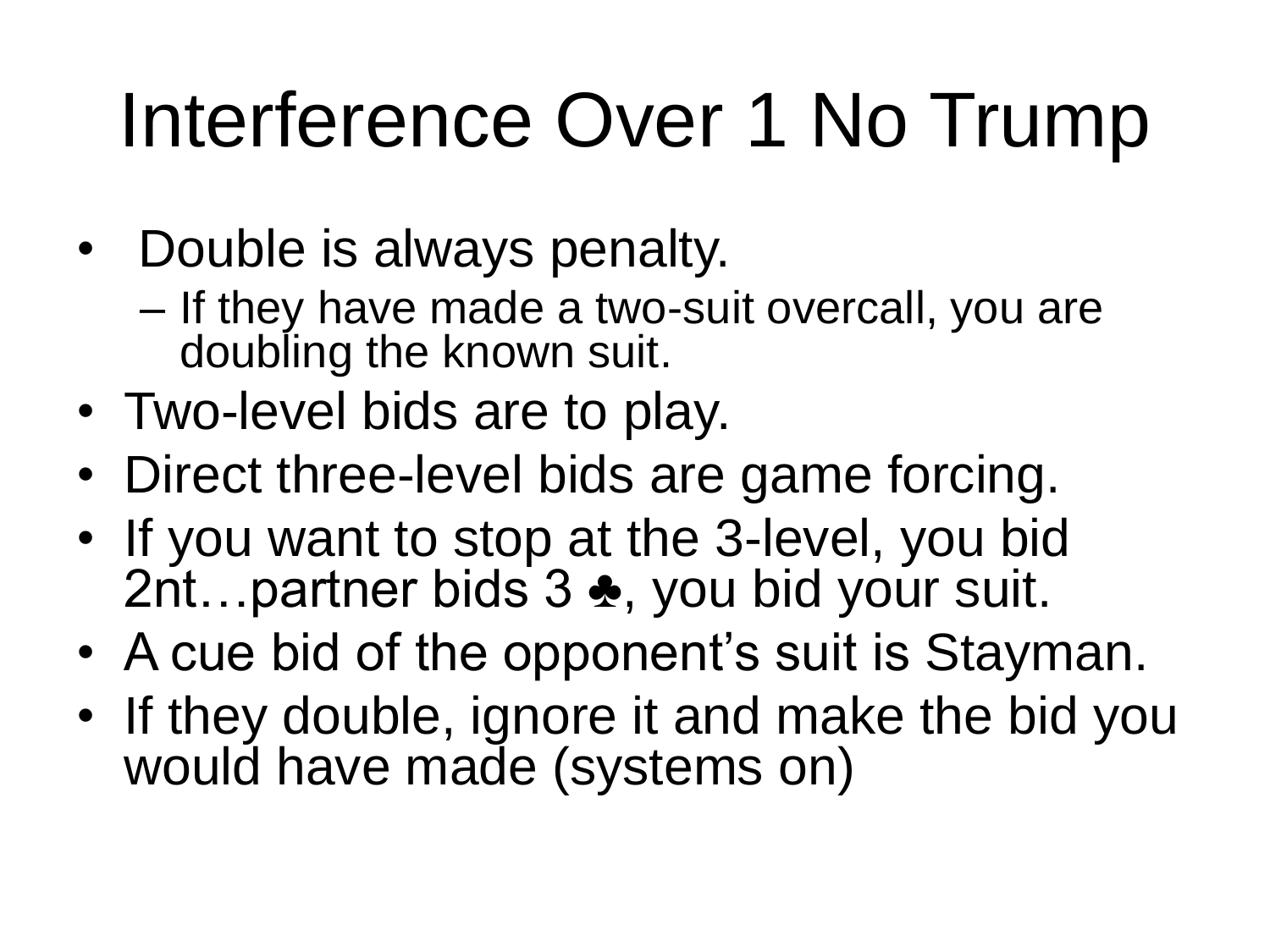# Interference Over 1 No Trump

- Double is always penalty.
  - If they have made a two-suit overcall, you are doubling the known suit.
- Two-level bids are to play.
- Direct three-level bids are game forcing.
- If you want to stop at the 3-level, you bid 2nt…partner bids 3 ♣, you bid your suit.
- A cue bid of the opponent's suit is Stayman.
- If they double, ignore it and make the bid you would have made (systems on)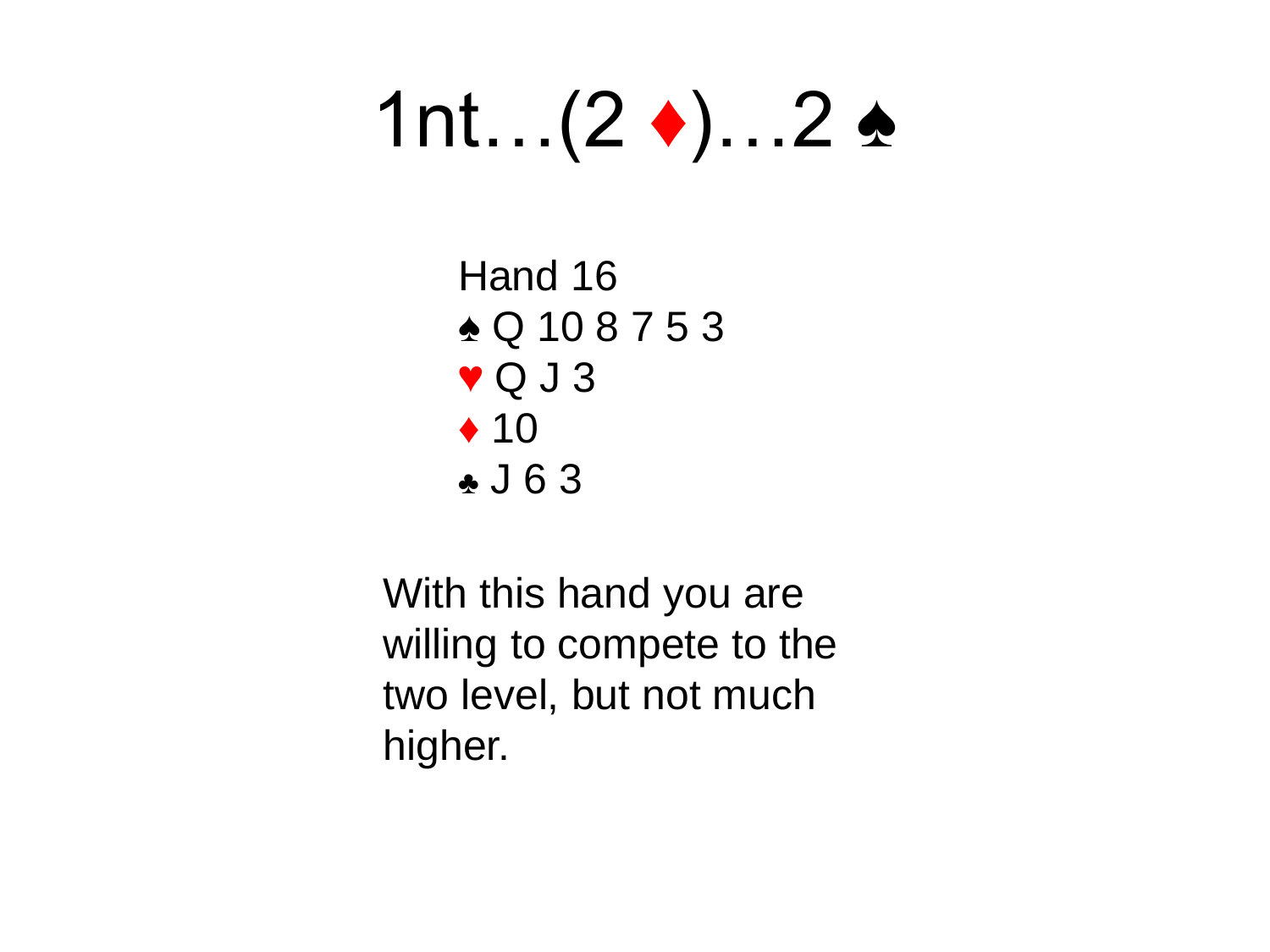# 1nt…(2 ♦)…2 ♠

Hand 16
♠ Q 10 8 7 5 3
♥ Q J 3
♦ 10
♣ J 6 3

With this hand you are willing to compete to the two level, but not much higher.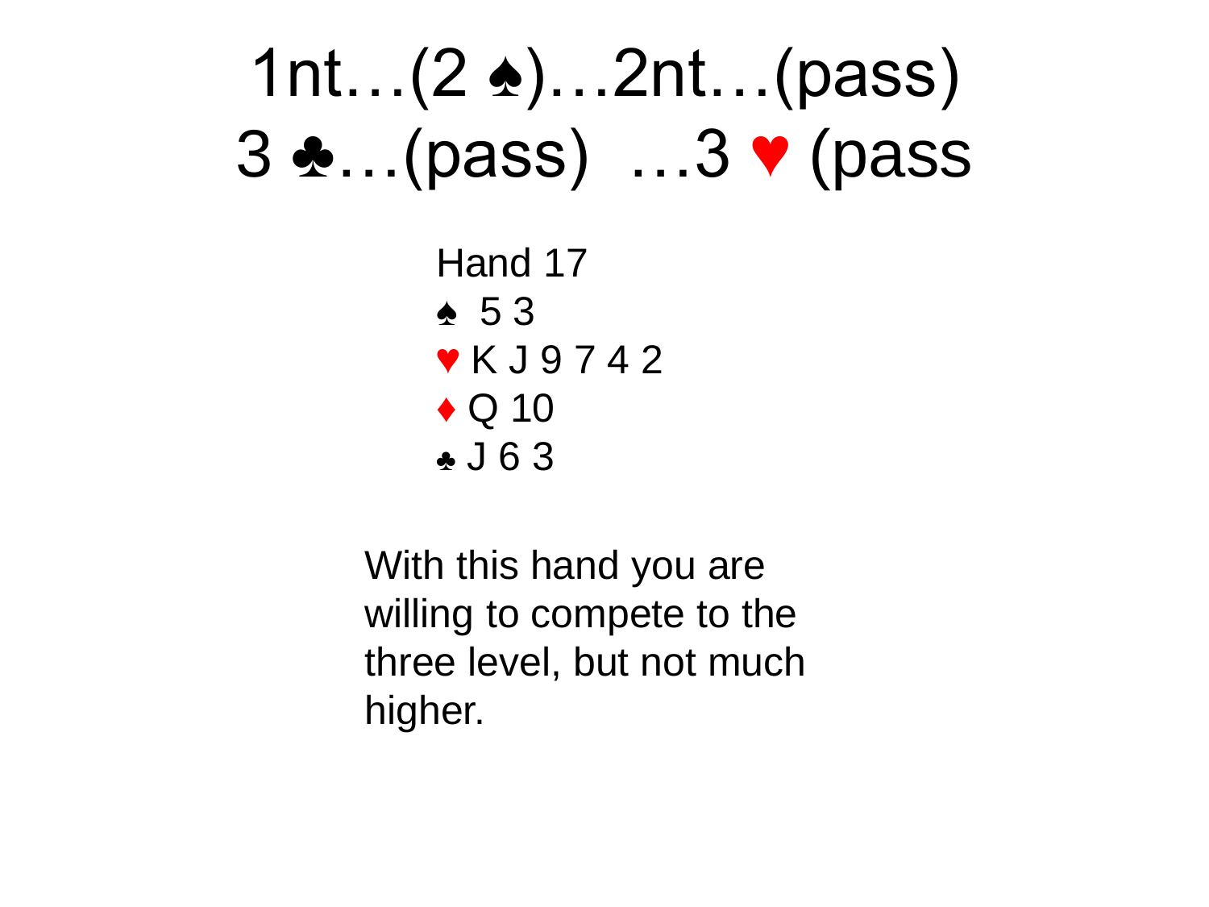# 1nt…(2 ♠)…2nt…(pass)
# 3 ♣…(pass) …3 ♥ (pass

Hand 17
♠ 5 3
♥ K J 9 7 4 2
♦ Q 10
♣ J 6 3

With this hand you are willing to compete to the three level, but not much higher.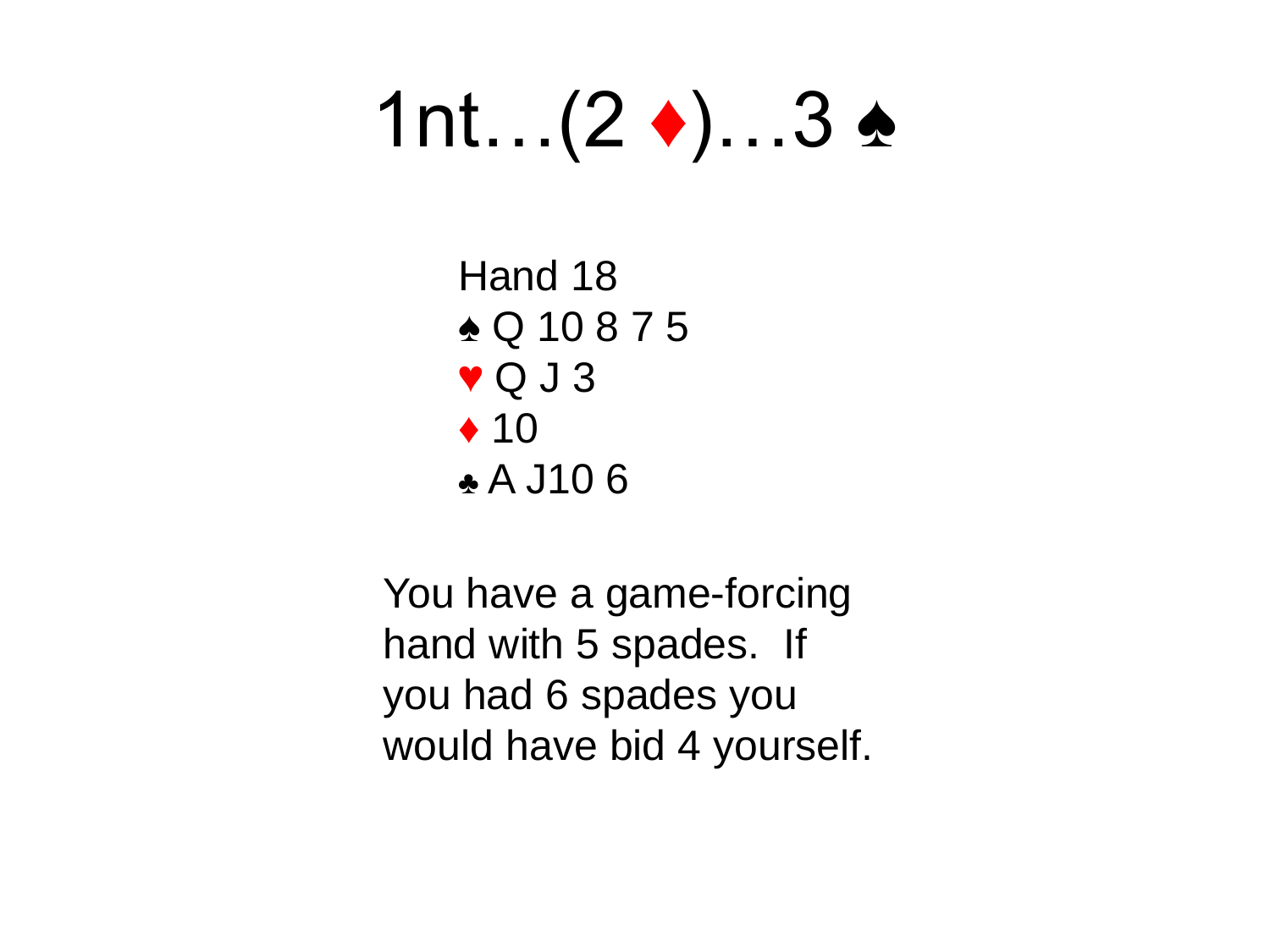# 1nt…(2 ♦)…3 ♠

Hand 18
♠ Q 10 8 7 5
♥ Q J 3
♦ 10
♣ A J10 6

You have a game-forcing hand with 5 spades. If you had 6 spades you would have bid 4 yourself.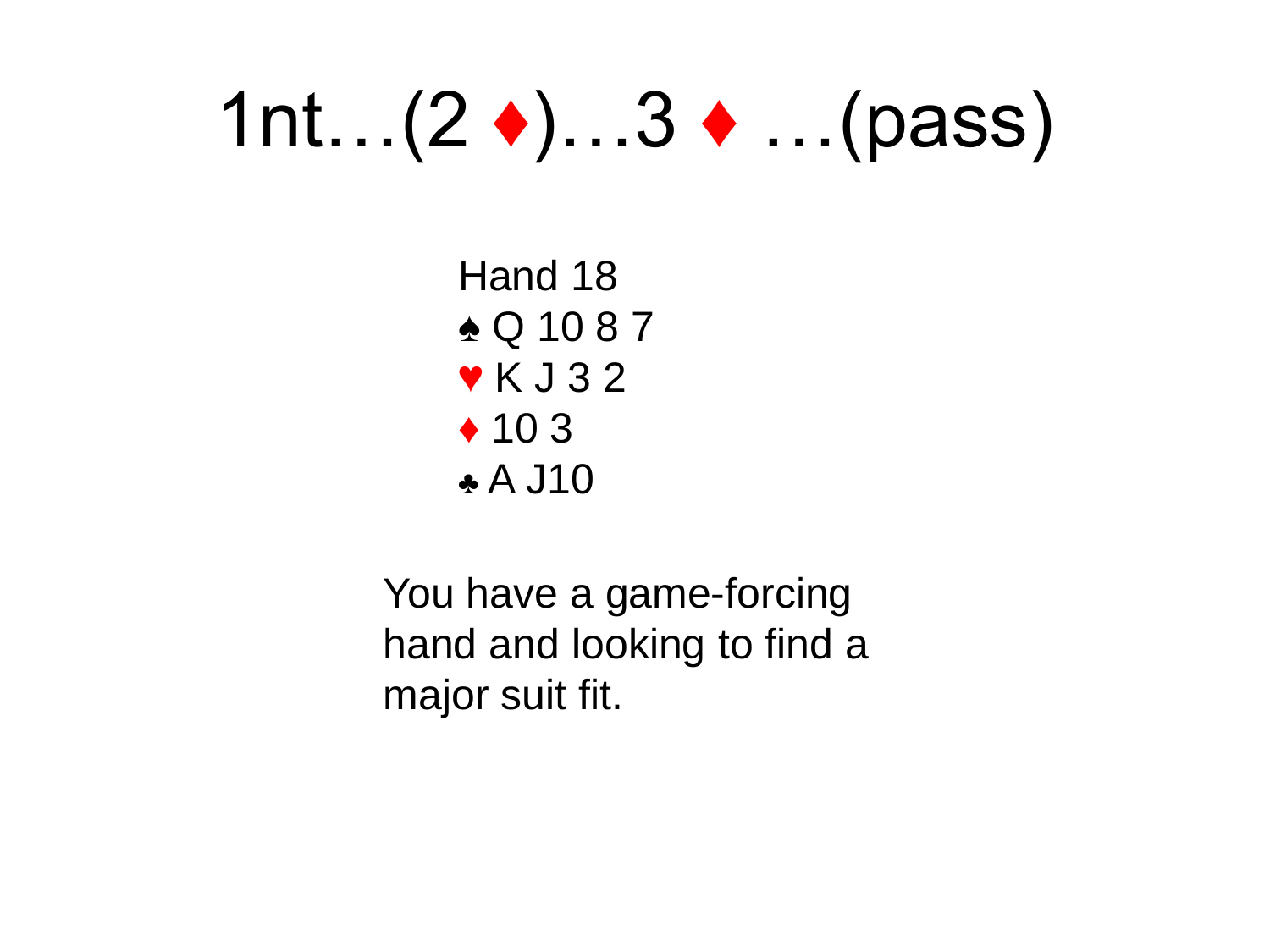# 1nt…(2 ♦)…3 ♦ …(pass)

Hand 18
♠ Q 10 8 7
♥ K J 3 2
♦ 10 3
♣ A J10

You have a game-forcing hand and looking to find a major suit fit.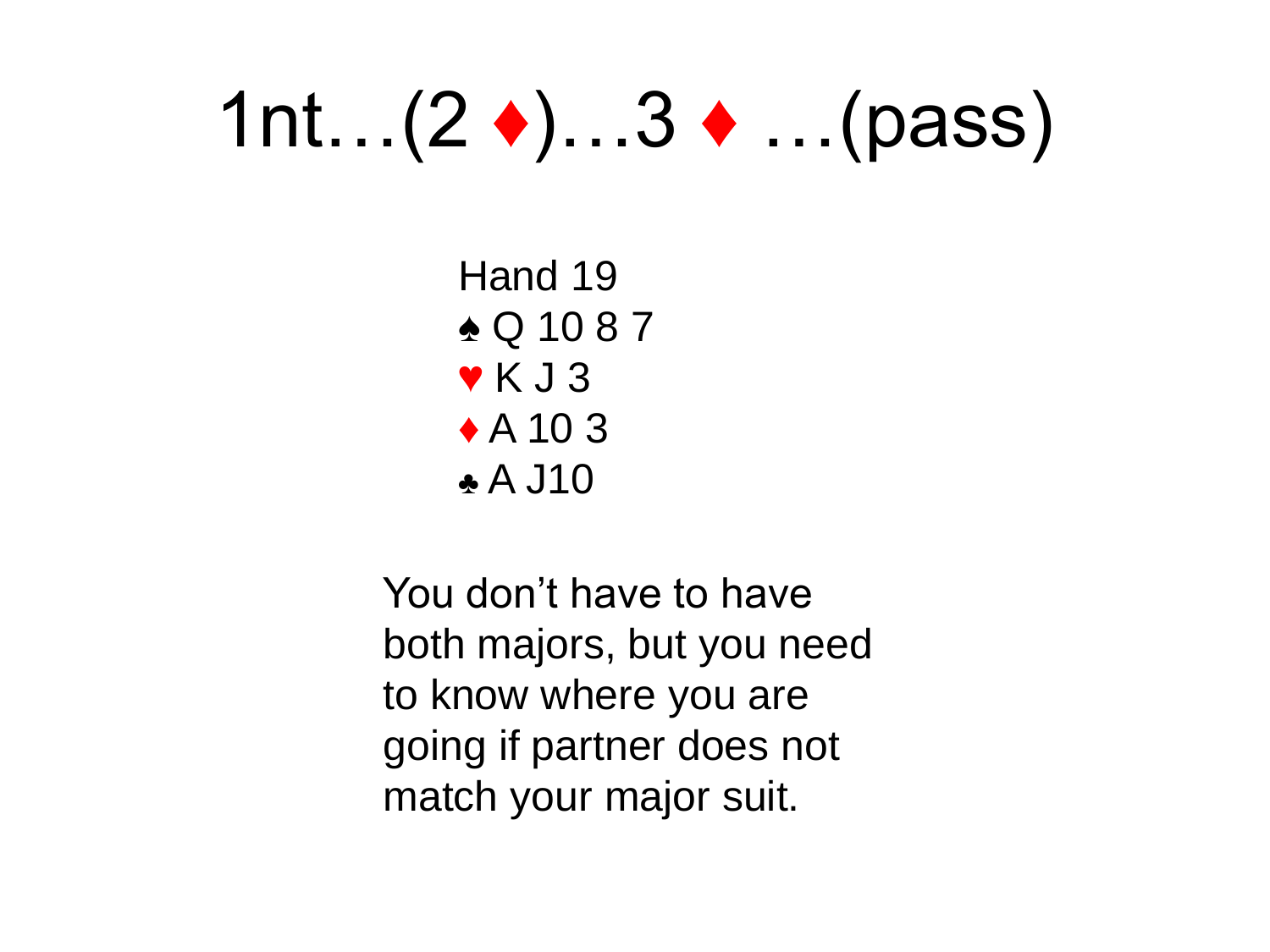# 1nt…(2 ♦)…3 ♦ …(pass)

Hand 19
♠ Q 10 8 7
♥ K J 3
♦ A 10 3
♣ A J10

You don't have to have both majors, but you need to know where you are going if partner does not match your major suit.